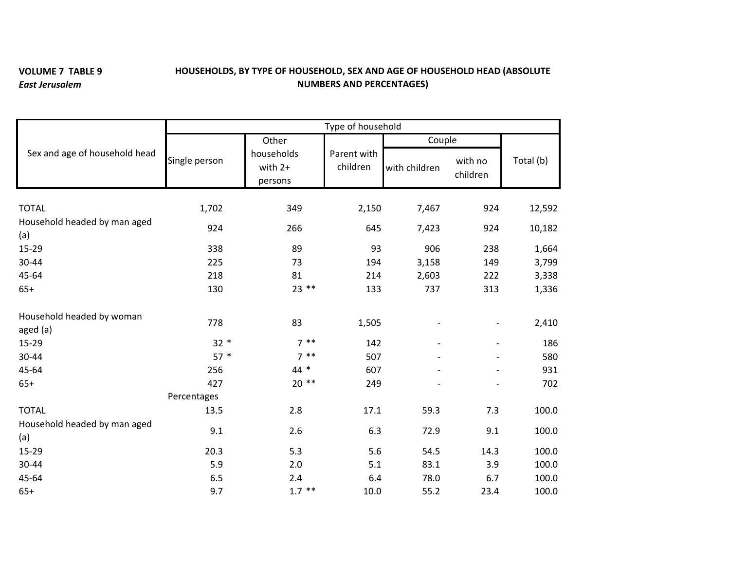**VOLUME 7 TABLE 9**

*East Jerusalem*

**HOUSEHOLDS, BY TYPE OF HOUSEHOLD, SEX AND AGE OF HOUSEHOLD HEAD (ABSOLUTE NUMBERS AND PERCENTAGES)**

| Sex and age of household head | Type of household | | | | | |
|---|---|---|---|---|---|---|
| | Single person | Other households with 2+ persons | Parent with children | Couple | | Total (b) |
| | | | | with children | with no children | |
| TOTAL | 1,702 | 349 | 2,150 | 7,467 | 924 | 12,592 |
| Household headed by man aged (a) | 924 | 266 | 645 | 7,423 | 924 | 10,182 |
| 15-29 | 338 | 89 | 93 | 906 | 238 | 1,664 |
| 30-44 | 225 | 73 | 194 | 3,158 | 149 | 3,799 |
| 45-64 | 218 | 81 | 214 | 2,603 | 222 | 3,338 |
| 65+ | 130 | 23 ** | 133 | 737 | 313 | 1,336 |
| Household headed by woman aged (a) | 778 | 83 | 1,505 | - | - | 2,410 |
| 15-29 | 32 * | 7 ** | 142 | - | - | 186 |
| 30-44 | 57 * | 7 ** | 507 | - | - | 580 |
| 45-64 | 256 | 44 * | 607 | - | - | 931 |
| 65+ | 427 | 20 ** | 249 | - | - | 702 |
| | Percentages | | | | | |
| TOTAL | 13.5 | 2.8 | 17.1 | 59.3 | 7.3 | 100.0 |
| Household headed by man aged (a) | 9.1 | 2.6 | 6.3 | 72.9 | 9.1 | 100.0 |
| 15-29 | 20.3 | 5.3 | 5.6 | 54.5 | 14.3 | 100.0 |
| 30-44 | 5.9 | 2.0 | 5.1 | 83.1 | 3.9 | 100.0 |
| 45-64 | 6.5 | 2.4 | 6.4 | 78.0 | 6.7 | 100.0 |
| 65+ | 9.7 | 1.7 ** | 10.0 | 55.2 | 23.4 | 100.0 |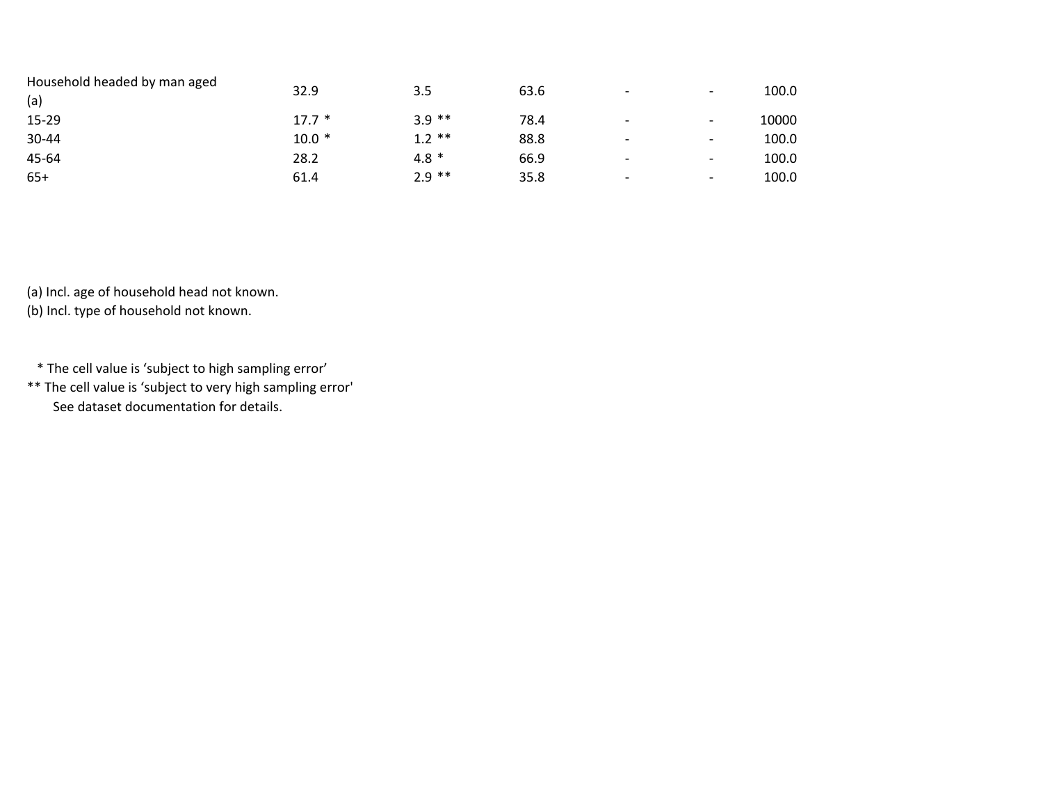| | | | | | | |
|---|---|---|---|---|---|---|
| Household headed by man aged (a) | 32.9 | 3.5 | 63.6 | - | - | 100.0 |
| 15-29 | 17.7 * | 3.9 ** | 78.4 | - | - | 10000 |
| 30-44 | 10.0 * | 1.2 ** | 88.8 | - | - | 100.0 |
| 45-64 | 28.2 | 4.8 * | 66.9 | - | - | 100.0 |
| 65+ | 61.4 | 2.9 ** | 35.8 | - | - | 100.0 |

(a) Incl. age of household head not known.
(b) Incl. type of household not known.

* The cell value is 'subject to high sampling error'
** The cell value is 'subject to very high sampling error'
See dataset documentation for details.